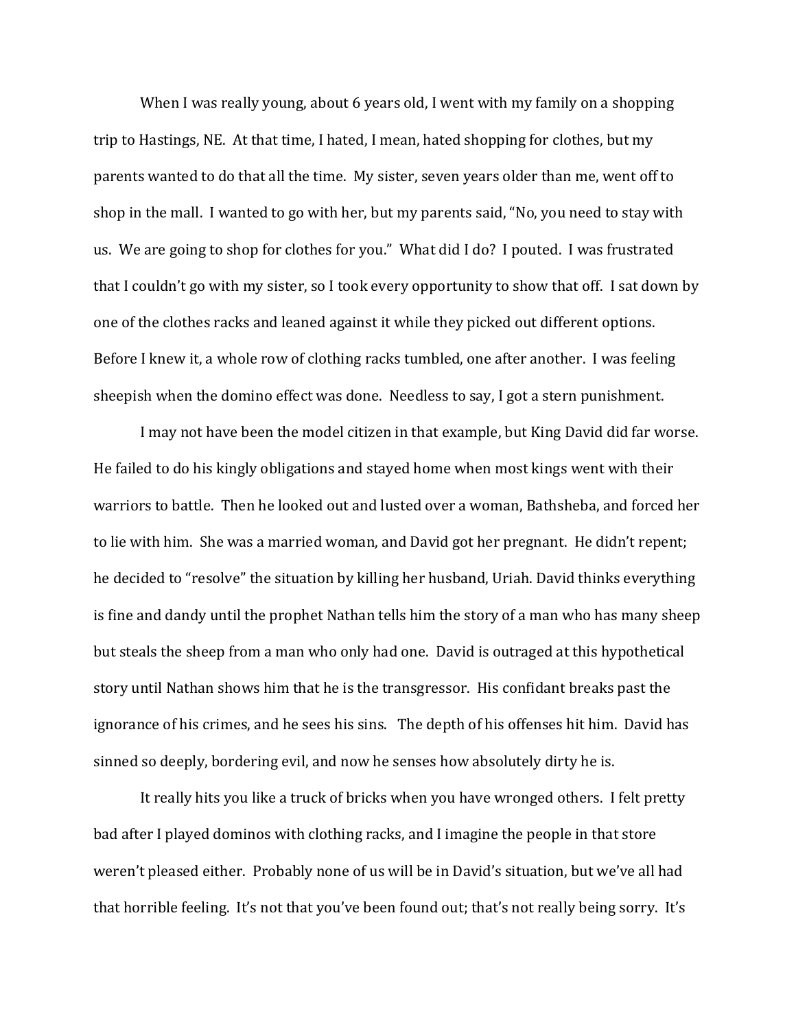When I was really young, about 6 years old, I went with my family on a shopping trip to Hastings, NE. At that time, I hated, I mean, hated shopping for clothes, but my parents wanted to do that all the time. My sister, seven years older than me, went off to shop in the mall. I wanted to go with her, but my parents said, "No, you need to stay with us. We are going to shop for clothes for you." What did I do? I pouted. I was frustrated that I couldn't go with my sister, so I took every opportunity to show that off. I sat down by one of the clothes racks and leaned against it while they picked out different options. Before I knew it, a whole row of clothing racks tumbled, one after another. I was feeling sheepish when the domino effect was done. Needless to say, I got a stern punishment.

I may not have been the model citizen in that example, but King David did far worse. He failed to do his kingly obligations and stayed home when most kings went with their warriors to battle. Then he looked out and lusted over a woman, Bathsheba, and forced her to lie with him. She was a married woman, and David got her pregnant. He didn't repent; he decided to "resolve" the situation by killing her husband, Uriah. David thinks everything is fine and dandy until the prophet Nathan tells him the story of a man who has many sheep but steals the sheep from a man who only had one. David is outraged at this hypothetical story until Nathan shows him that he is the transgressor. His confidant breaks past the ignorance of his crimes, and he sees his sins. The depth of his offenses hit him. David has sinned so deeply, bordering evil, and now he senses how absolutely dirty he is.

It really hits you like a truck of bricks when you have wronged others. I felt pretty bad after I played dominos with clothing racks, and I imagine the people in that store weren't pleased either. Probably none of us will be in David's situation, but we've all had that horrible feeling. It's not that you've been found out; that's not really being sorry. It's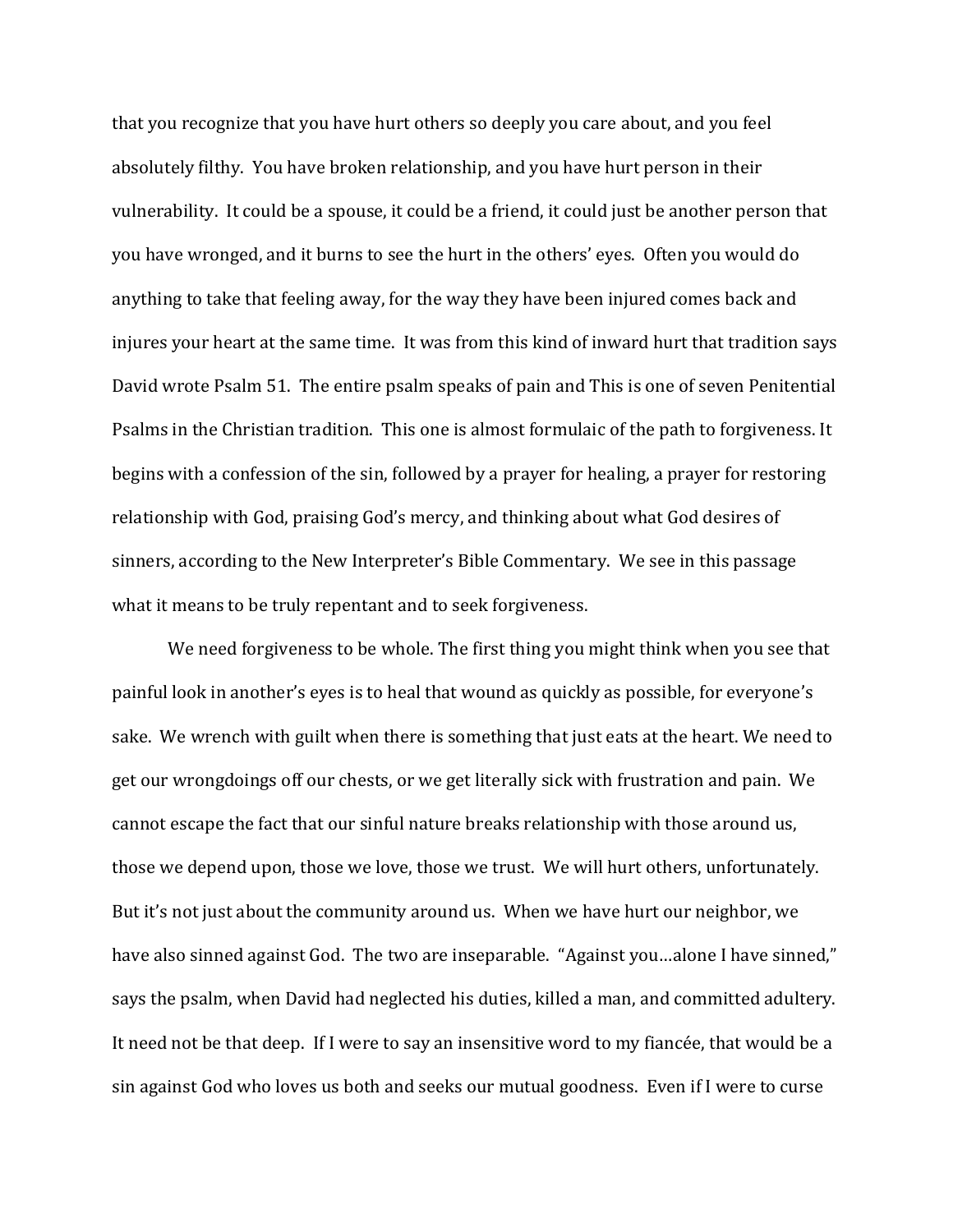that you recognize that you have hurt others so deeply you care about, and you feel absolutely filthy. You have broken relationship, and you have hurt person in their vulnerability. It could be a spouse, it could be a friend, it could just be another person that you have wronged, and it burns to see the hurt in the others' eyes. Often you would do anything to take that feeling away, for the way they have been injured comes back and injures your heart at the same time. It was from this kind of inward hurt that tradition says David wrote Psalm 51. The entire psalm speaks of pain and This is one of seven Penitential Psalms in the Christian tradition. This one is almost formulaic of the path to forgiveness. It begins with a confession of the sin, followed by a prayer for healing, a prayer for restoring relationship with God, praising God's mercy, and thinking about what God desires of sinners, according to the New Interpreter's Bible Commentary. We see in this passage what it means to be truly repentant and to seek forgiveness.

We need forgiveness to be whole. The first thing you might think when you see that painful look in another's eyes is to heal that wound as quickly as possible, for everyone's sake. We wrench with guilt when there is something that just eats at the heart. We need to get our wrongdoings off our chests, or we get literally sick with frustration and pain. We cannot escape the fact that our sinful nature breaks relationship with those around us, those we depend upon, those we love, those we trust. We will hurt others, unfortunately. But it's not just about the community around us. When we have hurt our neighbor, we have also sinned against God. The two are inseparable. "Against you…alone I have sinned," says the psalm, when David had neglected his duties, killed a man, and committed adultery. It need not be that deep. If I were to say an insensitive word to my fiancée, that would be a sin against God who loves us both and seeks our mutual goodness. Even if I were to curse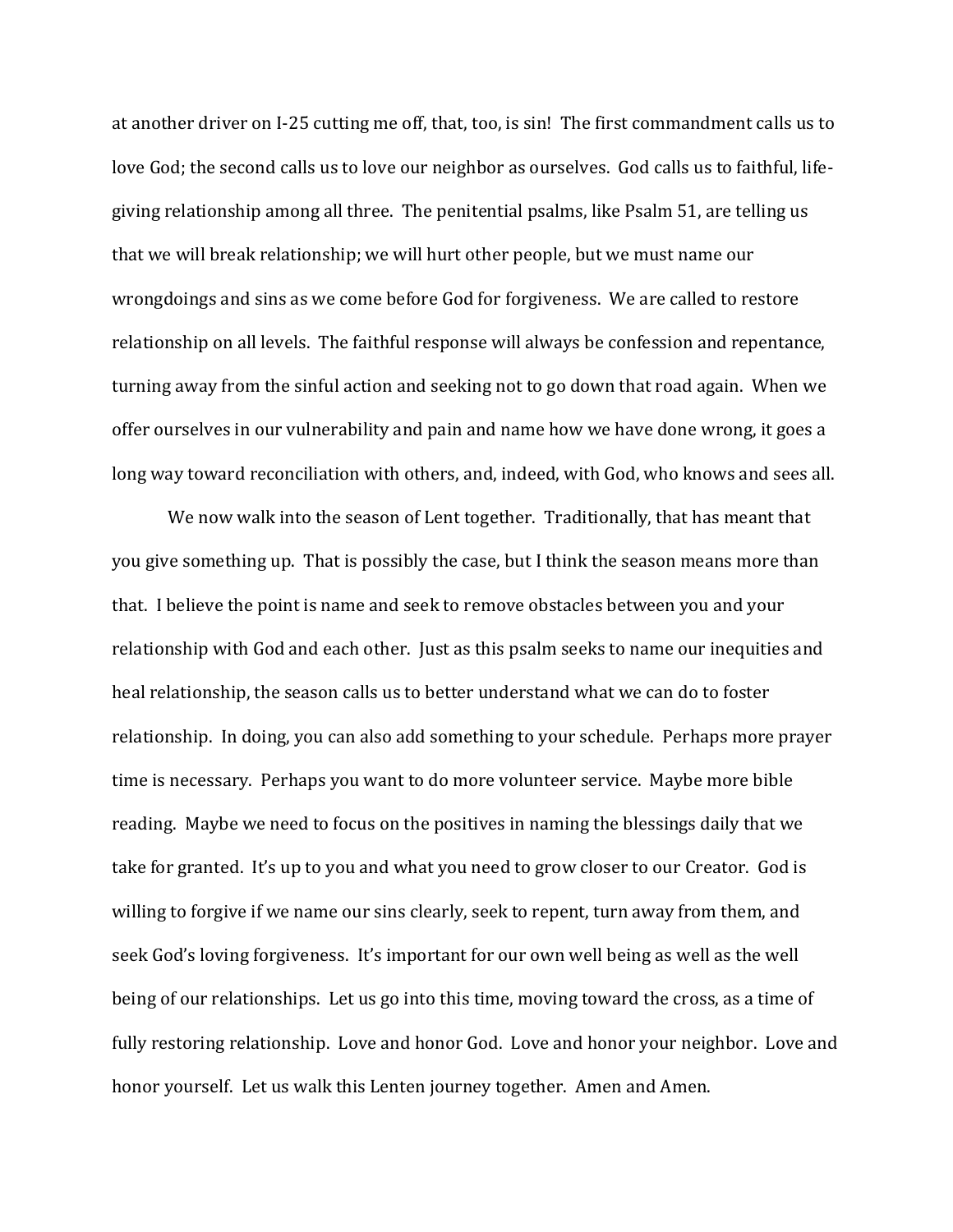at another driver on I-25 cutting me off, that, too, is sin! The first commandment calls us to love God; the second calls us to love our neighbor as ourselves. God calls us to faithful, life-giving relationship among all three. The penitential psalms, like Psalm 51, are telling us that we will break relationship; we will hurt other people, but we must name our wrongdoings and sins as we come before God for forgiveness. We are called to restore relationship on all levels. The faithful response will always be confession and repentance, turning away from the sinful action and seeking not to go down that road again. When we offer ourselves in our vulnerability and pain and name how we have done wrong, it goes a long way toward reconciliation with others, and, indeed, with God, who knows and sees all.

We now walk into the season of Lent together. Traditionally, that has meant that you give something up. That is possibly the case, but I think the season means more than that. I believe the point is name and seek to remove obstacles between you and your relationship with God and each other. Just as this psalm seeks to name our inequities and heal relationship, the season calls us to better understand what we can do to foster relationship. In doing, you can also add something to your schedule. Perhaps more prayer time is necessary. Perhaps you want to do more volunteer service. Maybe more bible reading. Maybe we need to focus on the positives in naming the blessings daily that we take for granted. It's up to you and what you need to grow closer to our Creator. God is willing to forgive if we name our sins clearly, seek to repent, turn away from them, and seek God's loving forgiveness. It's important for our own well being as well as the well being of our relationships. Let us go into this time, moving toward the cross, as a time of fully restoring relationship. Love and honor God. Love and honor your neighbor. Love and honor yourself. Let us walk this Lenten journey together. Amen and Amen.